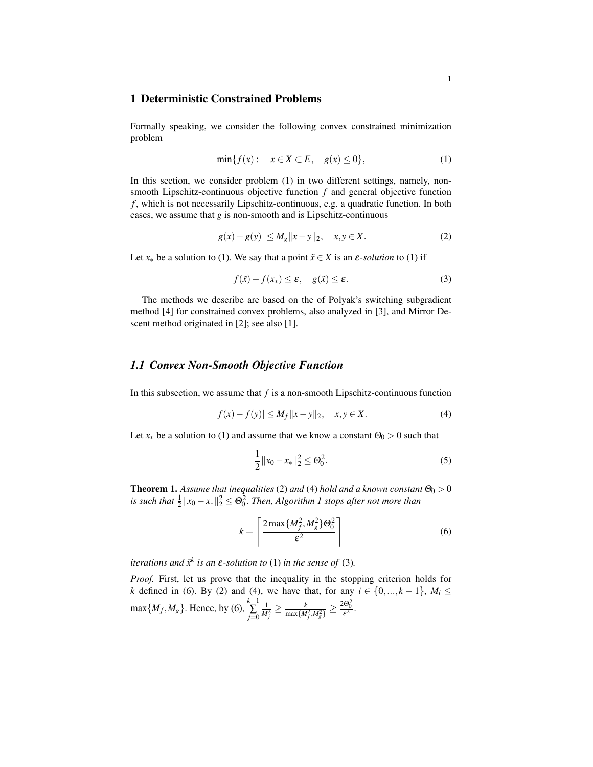# 1 Deterministic Constrained Problems

Formally speaking, we consider the following convex constrained minimization problem

$$\min\{f(x) : \quad x \in X \subset E, \quad g(x) \leq 0\}, \tag{1}$$

In this section, we consider problem (1) in two different settings, namely, non-smooth Lipschitz-continuous objective function $f$ and general objective function $f$, which is not necessarily Lipschitz-continuous, e.g. a quadratic function. In both cases, we assume that $g$ is non-smooth and is Lipschitz-continuous

$$|g(x) - g(y)| \leq M_g \|x - y\|_2, \quad x, y \in X. \tag{2}$$

Let $x_*$ be a solution to (1). We say that a point $\tilde{x} \in X$ is an *$\varepsilon$-solution* to (1) if

$$f(\tilde{x}) - f(x_*) \leq \varepsilon, \quad g(\tilde{x}) \leq \varepsilon. \tag{3}$$

The methods we describe are based on the of Polyak's switching subgradient method [4] for constrained convex problems, also analyzed in [3], and Mirror Descent method originated in [2]; see also [1].

## *1.1 Convex Non-Smooth Objective Function*

In this subsection, we assume that $f$ is a non-smooth Lipschitz-continuous function

$$|f(x) - f(y)| \leq M_f \|x - y\|_2, \quad x, y \in X. \tag{4}$$

Let $x_*$ be a solution to (1) and assume that we know a constant $\Theta_0 > 0$ such that

$$\frac{1}{2}\|x_0 - x_*\|_2^2 \leq \Theta_0^2. \tag{5}$$

**Theorem 1.** *Assume that inequalities* (2) *and* (4) *hold and a known constant $\Theta_0 > 0$ is such that $\frac{1}{2}\|x_0 - x_*\|_2^2 \leq \Theta_0^2$. Then, Algorithm 1 stops after not more than*

$$k = \left\lceil \frac{2\max\{M_f^2, M_g^2\}\Theta_0^2}{\varepsilon^2} \right\rceil \tag{6}$$

*iterations and $\bar{x}^k$ is an $\varepsilon$-solution to* (1) *in the sense of* (3)*.*

*Proof.* First, let us prove that the inequality in the stopping criterion holds for $k$ defined in (6). By (2) and (4), we have that, for any $i \in \{0, ..., k-1\}$, $M_i \leq \max\{M_f, M_g\}$. Hence, by (6), $\sum_{j=0}^{k-1} \frac{1}{M_j^2} \geq \frac{k}{\max\{M_f^2, M_g^2\}} \geq \frac{2\Theta_0^2}{\varepsilon^2}$.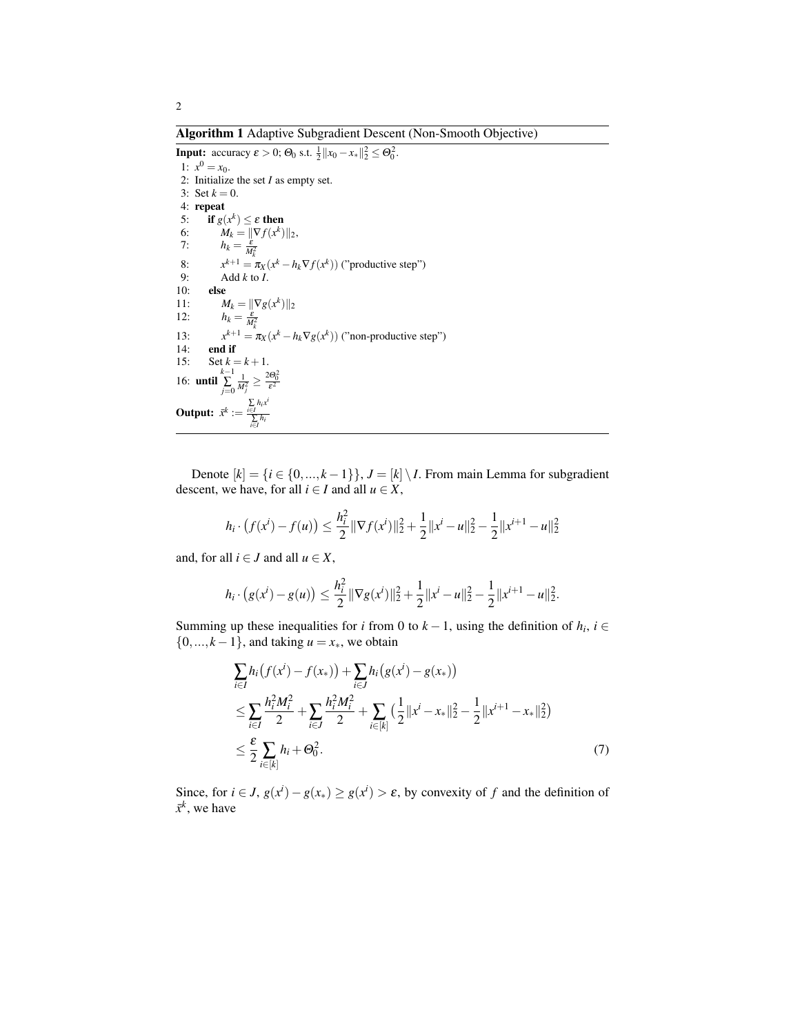**Algorithm 1** Adaptive Subgradient Descent (Non-Smooth Objective)

**Input:** accuracy $\varepsilon > 0$; $\Theta_0$ s.t. $\frac{1}{2}\|x_0 - x_*\|_2^2 \le \Theta_0^2$.

1: $x^0 = x_0$.
2: Initialize the set $I$ as empty set.
3: Set $k = 0$.
4: **repeat**
5: &nbsp;&nbsp;&nbsp;&nbsp;**if** $g(x^k) \le \varepsilon$ **then**
6: &nbsp;&nbsp;&nbsp;&nbsp;&nbsp;&nbsp;&nbsp;&nbsp;$M_k = \|\nabla f(x^k)\|_2$,
7: &nbsp;&nbsp;&nbsp;&nbsp;&nbsp;&nbsp;&nbsp;&nbsp;$h_k = \frac{\varepsilon}{M_k^2}$
8: &nbsp;&nbsp;&nbsp;&nbsp;&nbsp;&nbsp;&nbsp;&nbsp;$x^{k+1} = \pi_X(x^k - h_k \nabla f(x^k))$ ("productive step")
9: &nbsp;&nbsp;&nbsp;&nbsp;&nbsp;&nbsp;&nbsp;&nbsp;Add $k$ to $I$.
10: &nbsp;&nbsp;&nbsp;**else**
11: &nbsp;&nbsp;&nbsp;&nbsp;&nbsp;&nbsp;&nbsp;&nbsp;$M_k = \|\nabla g(x^k)\|_2$
12: &nbsp;&nbsp;&nbsp;&nbsp;&nbsp;&nbsp;&nbsp;&nbsp;$h_k = \frac{\varepsilon}{M_k^2}$
13: &nbsp;&nbsp;&nbsp;&nbsp;&nbsp;&nbsp;&nbsp;&nbsp;$x^{k+1} = \pi_X(x^k - h_k \nabla g(x^k))$ ("non-productive step")
14: &nbsp;&nbsp;&nbsp;**end if**
15: &nbsp;&nbsp;&nbsp;Set $k = k+1$.
16: **until** $\sum\limits_{j=0}^{k-1} \frac{1}{M_j^2} \ge \frac{2\Theta_0^2}{\varepsilon^2}$

**Output:** $\bar{x}^k := \frac{\sum_{i \in I} h_i x^i}{\sum_{i \in I} h_i}$

Denote $[k] = \{i \in \{0,...,k-1\}\}$, $J = [k] \setminus I$. From main Lemma for subgradient descent, we have, for all $i \in I$ and all $u \in X$,

$$h_i \cdot \big(f(x^i) - f(u)\big) \le \frac{h_i^2}{2}\|\nabla f(x^i)\|_2^2 + \frac{1}{2}\|x^i - u\|_2^2 - \frac{1}{2}\|x^{i+1} - u\|_2^2$$

and, for all $i \in J$ and all $u \in X$,

$$h_i \cdot \big(g(x^i) - g(u)\big) \le \frac{h_i^2}{2}\|\nabla g(x^i)\|_2^2 + \frac{1}{2}\|x^i - u\|_2^2 - \frac{1}{2}\|x^{i+1} - u\|_2^2.$$

Summing up these inequalities for $i$ from $0$ to $k-1$, using the definition of $h_i$, $i \in \{0,...,k-1\}$, and taking $u = x_*$, we obtain

$$\begin{aligned}
&\sum_{i\in I} h_i\big(f(x^i) - f(x_*)\big) + \sum_{i \in J} h_i\big(g(x^i) - g(x_*)\big) \\
&\le \sum_{i \in I} \frac{h_i^2 M_i^2}{2} + \sum_{i \in J} \frac{h_i^2 M_i^2}{2} + \sum_{i \in [k]} \big(\frac{1}{2}\|x^i - x_*\|_2^2 - \frac{1}{2}\|x^{i+1} - x_*\|_2^2\big) \\
&\le \frac{\varepsilon}{2}\sum_{i \in [k]} h_i + \Theta_0^2. \qquad (7)
\end{aligned}$$

Since, for $i \in J$, $g(x^i) - g(x_*) \ge g(x^i) > \varepsilon$, by convexity of $f$ and the definition of $\bar{x}^k$, we have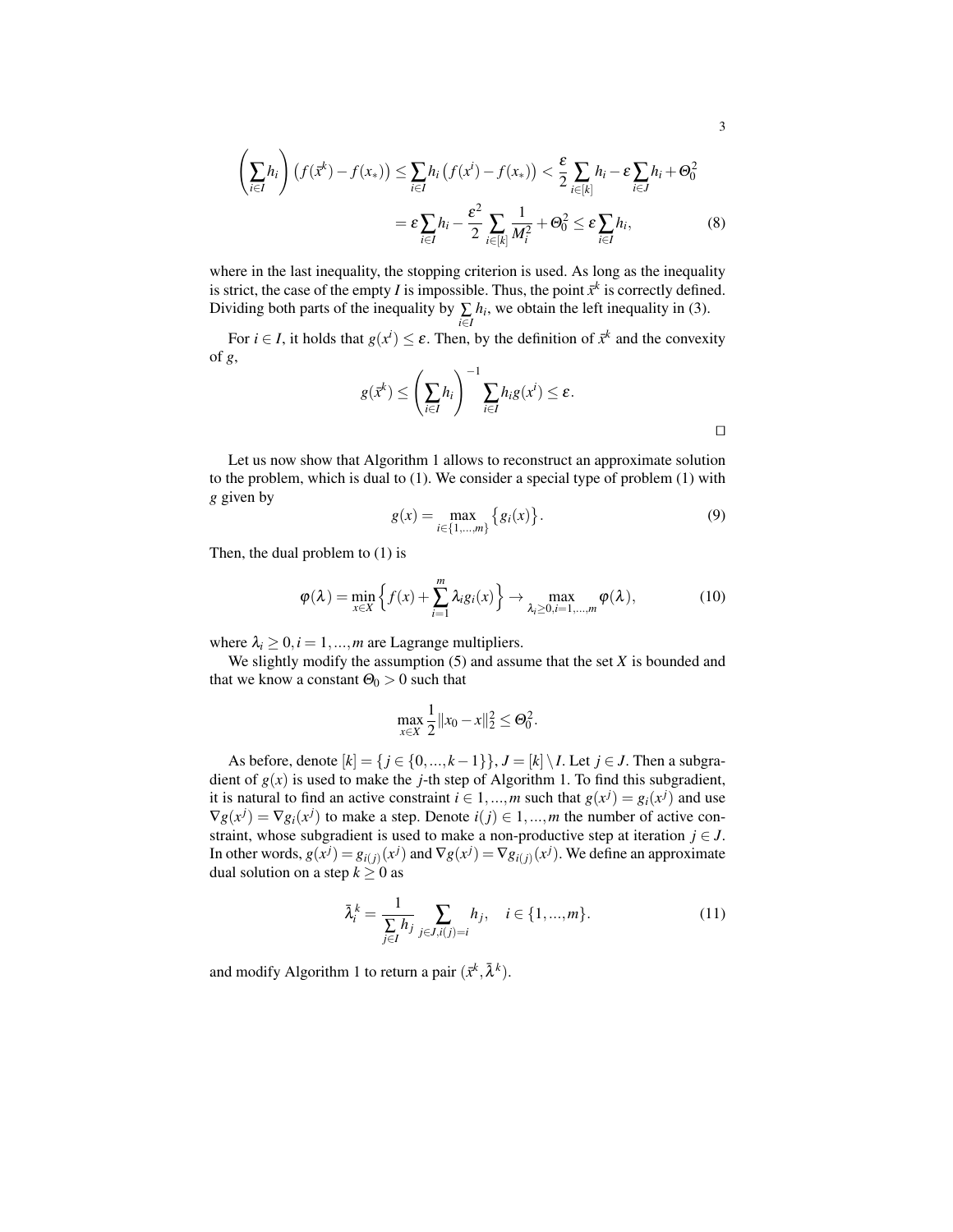$$\left(\sum_{i\in I} h_i\right)\left(f(\bar{x}^k) - f(x_*)\right) \le \sum_{i\in I} h_i\left(f(x^i) - f(x_*)\right) < \frac{\varepsilon}{2}\sum_{i\in[k]} h_i - \varepsilon\sum_{i\in J} h_i + \Theta_0^2$$

$$= \varepsilon\sum_{i\in I} h_i - \frac{\varepsilon^2}{2}\sum_{i\in[k]}\frac{1}{M_i^2} + \Theta_0^2 \le \varepsilon\sum_{i\in I} h_i, \tag{8}$$

where in the last inequality, the stopping criterion is used. As long as the inequality is strict, the case of the empty $I$ is impossible. Thus, the point $\bar{x}^k$ is correctly defined. Dividing both parts of the inequality by $\sum\limits_{i\in I} h_i$, we obtain the left inequality in (3).

For $i \in I$, it holds that $g(x^i) \le \varepsilon$. Then, by the definition of $\bar{x}^k$ and the convexity of $g$,

$$g(\bar{x}^k) \le \left(\sum_{i\in I} h_i\right)^{-1} \sum_{i\in I} h_i g(x^i) \le \varepsilon.$$

□

Let us now show that Algorithm 1 allows to reconstruct an approximate solution to the problem, which is dual to (1). We consider a special type of problem (1) with $g$ given by

$$g(x) = \max_{i\in\{1,\dots,m\}}\left\{g_i(x)\right\}. \tag{9}$$

Then, the dual problem to (1) is

$$\varphi(\lambda) = \min_{x\in X}\left\{f(x) + \sum_{i=1}^m \lambda_i g_i(x)\right\} \to \max_{\lambda_i\ge 0, i=1,\dots,m} \varphi(\lambda), \tag{10}$$

where $\lambda_i \ge 0, i = 1,\dots,m$ are Lagrange multipliers.

We slightly modify the assumption (5) and assume that the set $X$ is bounded and that we know a constant $\Theta_0 > 0$ such that

$$\max_{x\in X}\frac{1}{2}\|x_0 - x\|_2^2 \le \Theta_0^2.$$

As before, denote $[k] = \{j \in \{0,\dots,k-1\}\}$, $J = [k]\setminus I$. Let $j \in J$. Then a subgradient of $g(x)$ is used to make the $j$-th step of Algorithm 1. To find this subgradient, it is natural to find an active constraint $i \in 1,\dots,m$ such that $g(x^j) = g_i(x^j)$ and use $\nabla g(x^j) = \nabla g_i(x^j)$ to make a step. Denote $i(j) \in 1,\dots,m$ the number of active constraint, whose subgradient is used to make a non-productive step at iteration $j \in J$. In other words, $g(x^j) = g_{i(j)}(x^j)$ and $\nabla g(x^j) = \nabla g_{i(j)}(x^j)$. We define an approximate dual solution on a step $k \ge 0$ as

$$\bar{\lambda}_i^k = \frac{1}{\sum\limits_{j\in I} h_j}\sum_{j\in J, i(j)=i} h_j, \quad i \in \{1,\dots,m\}. \tag{11}$$

and modify Algorithm 1 to return a pair $(\bar{x}^k, \bar{\lambda}^k)$.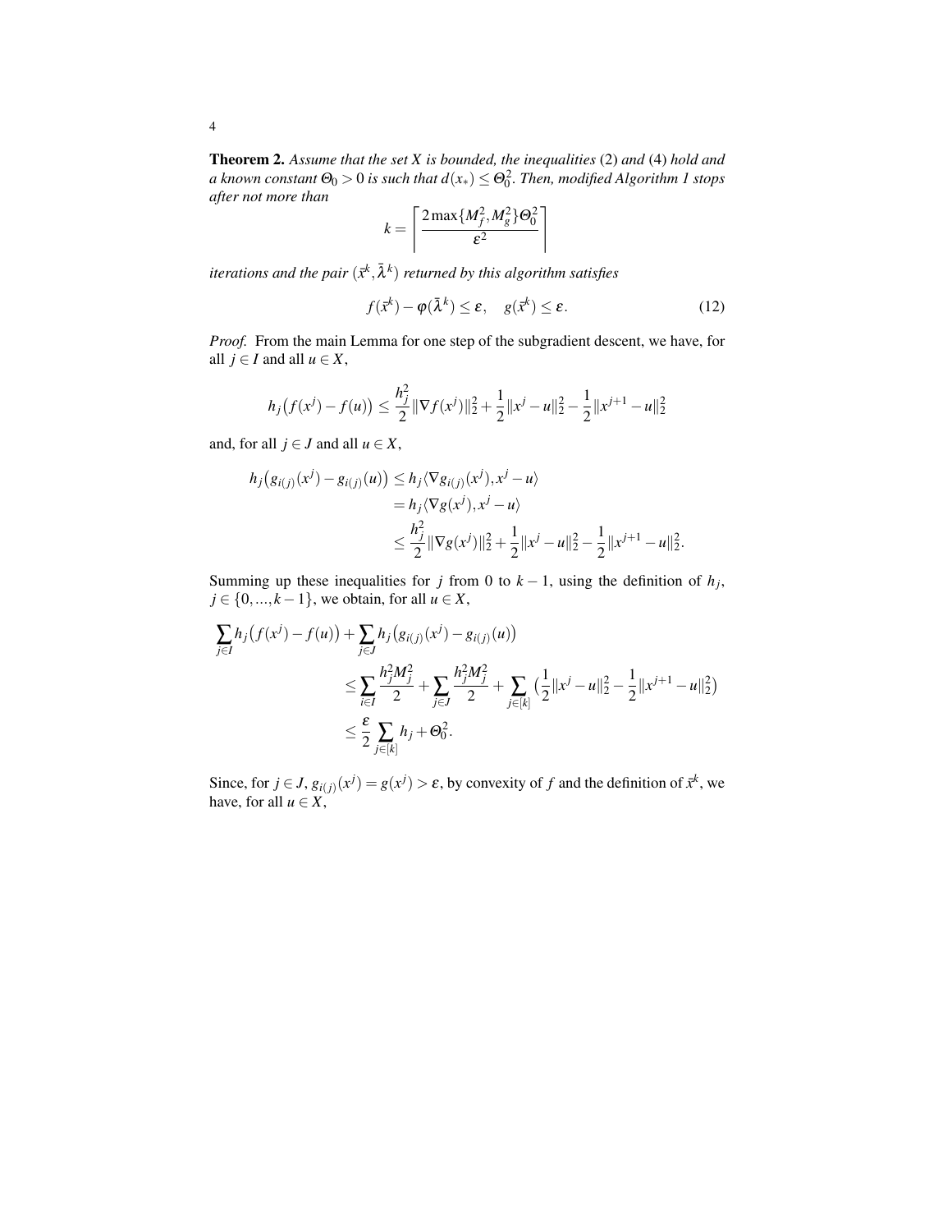**Theorem 2.** *Assume that the set $X$ is bounded, the inequalities* (2) *and* (4) *hold and a known constant $\Theta_0 > 0$ is such that $d(x_*) \leq \Theta_0^2$. Then, modified Algorithm 1 stops after not more than*

$$k = \left\lceil \frac{2\max\{M_f^2, M_g^2\}\Theta_0^2}{\varepsilon^2} \right\rceil$$

*iterations and the pair $(\bar{x}^k, \bar{\lambda}^k)$ returned by this algorithm satisfies*

$$f(\bar{x}^k) - \varphi(\bar{\lambda}^k) \leq \varepsilon, \quad g(\bar{x}^k) \leq \varepsilon. \tag{12}$$

*Proof.* From the main Lemma for one step of the subgradient descent, we have, for all $j \in I$ and all $u \in X$,

$$h_j\big(f(x^j) - f(u)\big) \leq \frac{h_j^2}{2}\|\nabla f(x^j)\|_2^2 + \frac{1}{2}\|x^j - u\|_2^2 - \frac{1}{2}\|x^{j+1} - u\|_2^2$$

and, for all $j \in J$ and all $u \in X$,

$$\begin{aligned}
h_j\big(g_{i(j)}(x^j) - g_{i(j)}(u)\big) &\leq h_j\langle \nabla g_{i(j)}(x^j), x^j - u\rangle \\
&= h_j\langle \nabla g(x^j), x^j - u\rangle \\
&\leq \frac{h_j^2}{2}\|\nabla g(x^j)\|_2^2 + \frac{1}{2}\|x^j - u\|_2^2 - \frac{1}{2}\|x^{j+1} - u\|_2^2.
\end{aligned}$$

Summing up these inequalities for $j$ from 0 to $k-1$, using the definition of $h_j$, $j \in \{0, ..., k-1\}$, we obtain, for all $u \in X$,

$$\begin{aligned}
\sum_{j\in I} h_j\big(f(x^j) - f(u)\big) &+ \sum_{j\in J} h_j\big(g_{i(j)}(x^j) - g_{i(j)}(u)\big) \\
&\leq \sum_{i\in I}\frac{h_j^2 M_j^2}{2} + \sum_{j\in J}\frac{h_j^2 M_j^2}{2} + \sum_{j\in[k]}\big(\frac{1}{2}\|x^j - u\|_2^2 - \frac{1}{2}\|x^{j+1} - u\|_2^2\big) \\
&\leq \frac{\varepsilon}{2}\sum_{j\in[k]} h_j + \Theta_0^2.
\end{aligned}$$

Since, for $j \in J$, $g_{i(j)}(x^j) = g(x^j) > \varepsilon$, by convexity of $f$ and the definition of $\bar{x}^k$, we have, for all $u \in X$,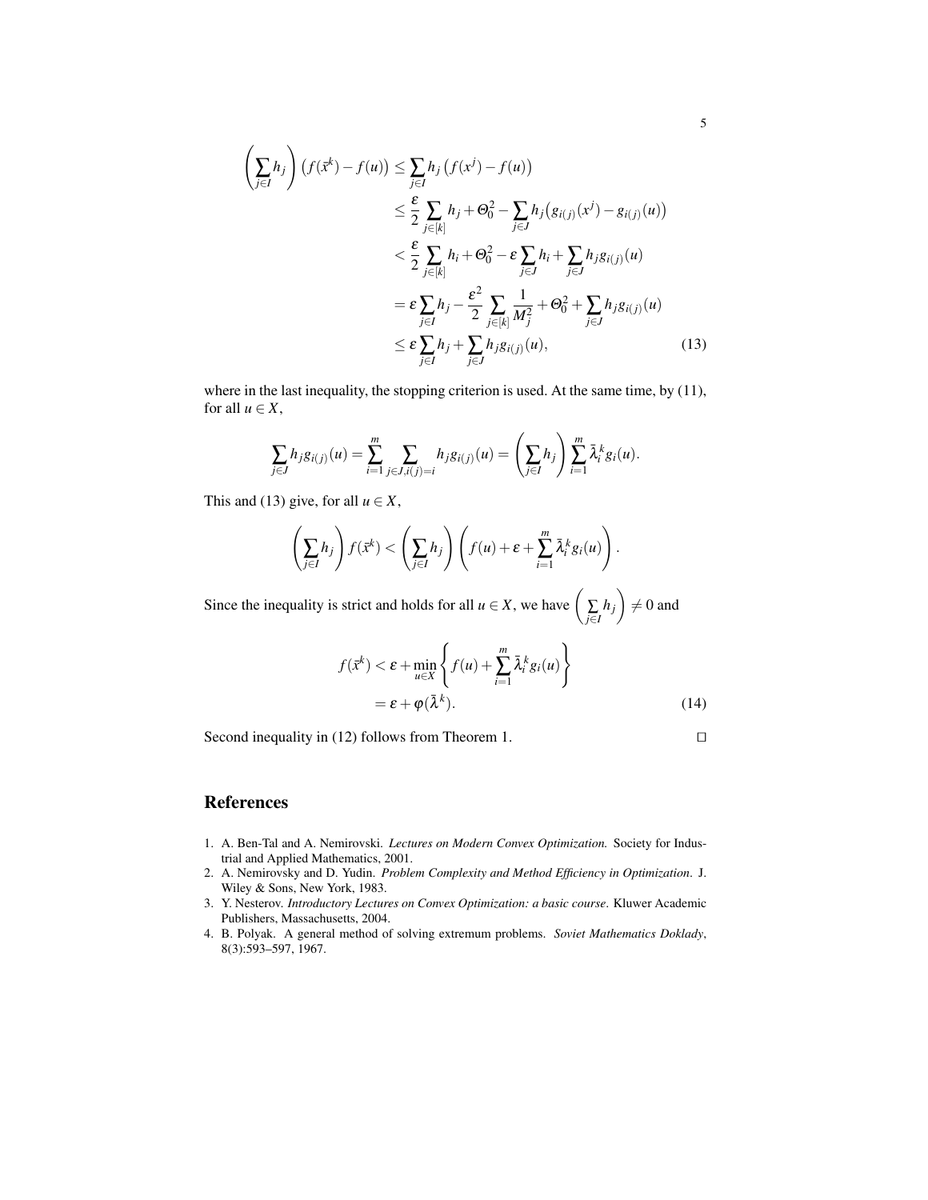$$
\begin{aligned}
\left(\sum_{j\in I} h_j\right)\left(f(\bar{x}^k)-f(u)\right) &\leq \sum_{j\in I} h_j\left(f(x^j)-f(u)\right) \\
&\leq \frac{\varepsilon}{2}\sum_{j\in[k]} h_j + \Theta_0^2 - \sum_{j\in J} h_j\big(g_{i(j)}(x^j)-g_{i(j)}(u)\big) \\
&< \frac{\varepsilon}{2}\sum_{j\in[k]} h_i + \Theta_0^2 - \varepsilon\sum_{j\in J} h_i + \sum_{j\in J} h_j g_{i(j)}(u) \\
&= \varepsilon\sum_{j\in I} h_j - \frac{\varepsilon^2}{2}\sum_{j\in[k]}\frac{1}{M_j^2} + \Theta_0^2 + \sum_{j\in J} h_j g_{i(j)}(u) \\
&\leq \varepsilon\sum_{j\in I} h_j + \sum_{j\in J} h_j g_{i(j)}(u), \qquad (13)
\end{aligned}
$$

where in the last inequality, the stopping criterion is used. At the same time, by (11), for all $u \in X$,

$$
\sum_{j\in J} h_j g_{i(j)}(u) = \sum_{i=1}^{m}\sum_{j\in J, i(j)=i} h_j g_{i(j)}(u) = \left(\sum_{j\in I} h_j\right)\sum_{i=1}^{m}\bar{\lambda}_i^k g_i(u).
$$

This and (13) give, for all $u \in X$,

$$
\left(\sum_{j\in I} h_j\right) f(\bar{x}^k) < \left(\sum_{j\in I} h_j\right)\left(f(u) + \varepsilon + \sum_{i=1}^{m}\bar{\lambda}_i^k g_i(u)\right).
$$

Since the inequality is strict and holds for all $u \in X$, we have $\left(\sum_{j\in I} h_j\right) \neq 0$ and

$$
\begin{aligned}
f(\bar{x}^k) &< \varepsilon + \min_{u\in X}\left\{ f(u) + \sum_{i=1}^{m}\bar{\lambda}_i^k g_i(u)\right\} \\
&= \varepsilon + \varphi(\bar{\lambda}^k). \qquad (14)
\end{aligned}
$$

Second inequality in (12) follows from Theorem 1. □

## References

1. A. Ben-Tal and A. Nemirovski. *Lectures on Modern Convex Optimization.* Society for Industrial and Applied Mathematics, 2001.
2. A. Nemirovsky and D. Yudin. *Problem Complexity and Method Efficiency in Optimization*. J. Wiley & Sons, New York, 1983.
3. Y. Nesterov. *Introductory Lectures on Convex Optimization: a basic course*. Kluwer Academic Publishers, Massachusetts, 2004.
4. B. Polyak. A general method of solving extremum problems. *Soviet Mathematics Doklady*, 8(3):593–597, 1967.